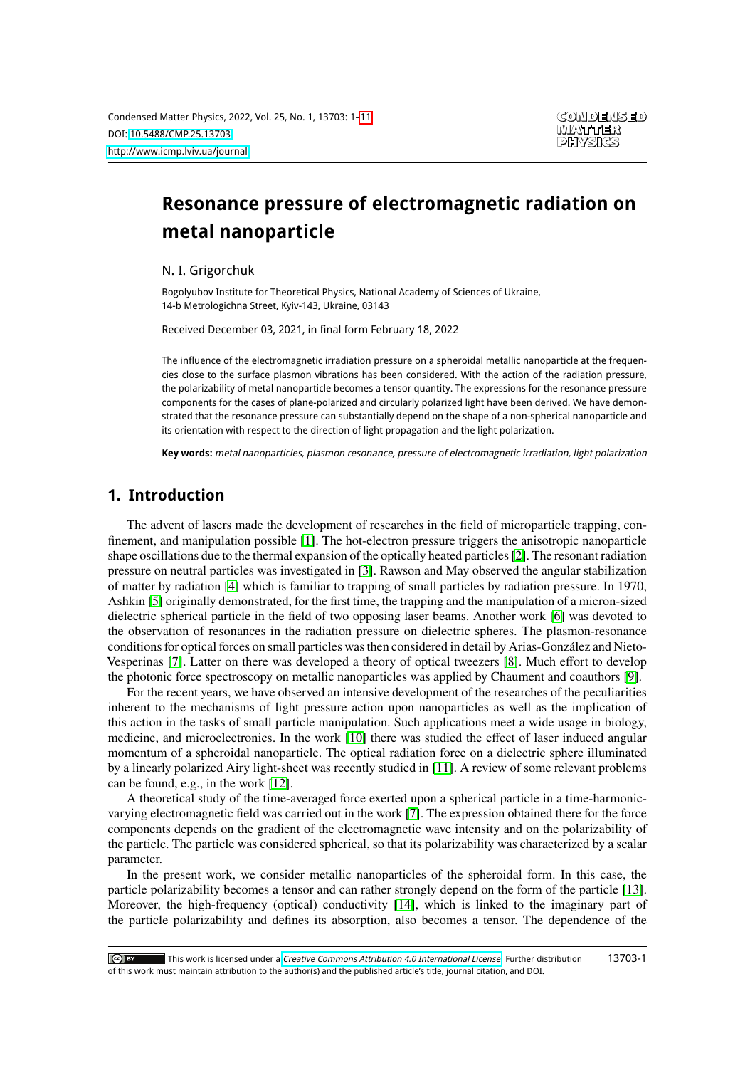# Resonance pressure of electromagnetic radiation on metal nanoparticle

N. I. Grigorchuk

Bogolyubov Institute for Theoretical Physics, National Academy of Sciences of Ukraine,
14-b Metrologichna Street, Kyiv-143, Ukraine, 03143

Received December 03, 2021, in final form February 18, 2022

The influence of the electromagnetic irradiation pressure on a spheroidal metallic nanoparticle at the frequencies close to the surface plasmon vibrations has been considered. With the action of the radiation pressure, the polarizability of metal nanoparticle becomes a tensor quantity. The expressions for the resonance pressure components for the cases of plane-polarized and circularly polarized light have been derived. We have demonstrated that the resonance pressure can substantially depend on the shape of a non-spherical nanoparticle and its orientation with respect to the direction of light propagation and the light polarization.

**Key words:** *metal nanoparticles, plasmon resonance, pressure of electromagnetic irradiation, light polarization*

## 1. Introduction

The advent of lasers made the development of researches in the field of microparticle trapping, confinement, and manipulation possible [1]. The hot-electron pressure triggers the anisotropic nanoparticle shape oscillations due to the thermal expansion of the optically heated particles [2]. The resonant radiation pressure on neutral particles was investigated in [3]. Rawson and May observed the angular stabilization of matter by radiation [4] which is familiar to trapping of small particles by radiation pressure. In 1970, Ashkin [5] originally demonstrated, for the first time, the trapping and the manipulation of a micron-sized dielectric spherical particle in the field of two opposing laser beams. Another work [6] was devoted to the observation of resonances in the radiation pressure on dielectric spheres. The plasmon-resonance conditions for optical forces on small particles was then considered in detail by Arias-González and Nieto-Vesperinas [7]. Latter on there was developed a theory of optical tweezers [8]. Much effort to develop the photonic force spectroscopy on metallic nanoparticles was applied by Chaument and coauthors [9].

For the recent years, we have observed an intensive development of the researches of the peculiarities inherent to the mechanisms of light pressure action upon nanoparticles as well as the implication of this action in the tasks of small particle manipulation. Such applications meet a wide usage in biology, medicine, and microelectronics. In the work [10] there was studied the effect of laser induced angular momentum of a spheroidal nanoparticle. The optical radiation force on a dielectric sphere illuminated by a linearly polarized Airy light-sheet was recently studied in [11]. A review of some relevant problems can be found, e.g., in the work [12].

A theoretical study of the time-averaged force exerted upon a spherical particle in a time-harmonic-varying electromagnetic field was carried out in the work [7]. The expression obtained there for the force components depends on the gradient of the electromagnetic wave intensity and on the polarizability of the particle. The particle was considered spherical, so that its polarizability was characterized by a scalar parameter.

In the present work, we consider metallic nanoparticles of the spheroidal form. In this case, the particle polarizability becomes a tensor and can rather strongly depend on the form of the particle [13]. Moreover, the high-frequency (optical) conductivity [14], which is linked to the imaginary part of the particle polarizability and defines its absorption, also becomes a tensor. The dependence of the

This work is licensed under a *Creative Commons Attribution 4.0 International License*. Further distribution of this work must maintain attribution to the author(s) and the published article's title, journal citation, and DOI.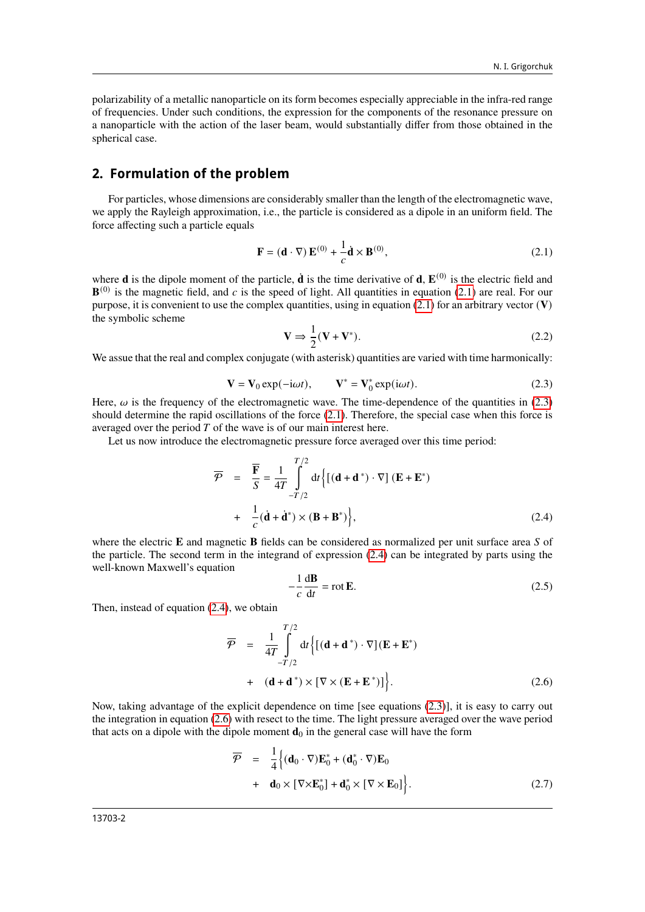polarizability of a metallic nanoparticle on its form becomes especially appreciable in the infra-red range of frequencies. Under such conditions, the expression for the components of the resonance pressure on a nanoparticle with the action of the laser beam, would substantially differ from those obtained in the spherical case.

## 2. Formulation of the problem

For particles, whose dimensions are considerably smaller than the length of the electromagnetic wave, we apply the Rayleigh approximation, i.e., the particle is considered as a dipole in an uniform field. The force affecting such a particle equals

$$\mathbf{F} = (\mathbf{d}\cdot\nabla)\,\mathbf{E}^{(0)} + \frac{1}{c}\dot{\mathbf{d}}\times\mathbf{B}^{(0)}, \tag{2.1}$$

where $\mathbf{d}$ is the dipole moment of the particle, $\dot{\mathbf{d}}$ is the time derivative of $\mathbf{d}$, $\mathbf{E}^{(0)}$ is the electric field and $\mathbf{B}^{(0)}$ is the magnetic field, and $c$ is the speed of light. All quantities in equation (2.1) are real. For our purpose, it is convenient to use the complex quantities, using in equation (2.1) for an arbitrary vector ($\mathbf{V}$) the symbolic scheme

$$\mathbf{V} \Rightarrow \frac{1}{2}(\mathbf{V}+\mathbf{V}^{*}). \tag{2.2}$$

We assue that the real and complex conjugate (with asterisk) quantities are varied with time harmonically:

$$\mathbf{V} = \mathbf{V}_0\exp(-\mathrm{i}\omega t), \qquad \mathbf{V}^{*} = \mathbf{V}_0^{*}\exp(\mathrm{i}\omega t). \tag{2.3}$$

Here, $\omega$ is the frequency of the electromagnetic wave. The time-dependence of the quantities in (2.3) should determine the rapid oscillations of the force (2.1). Therefore, the special case when this force is averaged over the period $T$ of the wave is of our main interest here.

Let us now introduce the electromagnetic pressure force averaged over this time period:

$$\begin{aligned}\overline{\mathcal{P}} &= \frac{\overline{\mathbf{F}}}{S} = \frac{1}{4T}\int\limits_{-T/2}^{T/2}\mathrm{d}t\Big\{[(\mathbf{d}+\mathbf{d}^{*})\cdot\nabla]\,(\mathbf{E}+\mathbf{E}^{*}) \\ &+ \frac{1}{c}(\dot{\mathbf{d}}+\dot{\mathbf{d}}^{*})\times(\mathbf{B}+\mathbf{B}^{*})\Big\},\end{aligned} \tag{2.4}$$

where the electric $\mathbf{E}$ and magnetic $\mathbf{B}$ fields can be considered as normalized per unit surface area $S$ of the particle. The second term in the integrand of expression (2.4) can be integrated by parts using the well-known Maxwell's equation

$$-\frac{1}{c}\frac{\mathrm{d}\mathbf{B}}{\mathrm{d}t} = \operatorname{rot}\mathbf{E}. \tag{2.5}$$

Then, instead of equation (2.4), we obtain

$$\begin{aligned}\overline{\mathcal{P}} &= \frac{1}{4T}\int\limits_{-T/2}^{T/2}\mathrm{d}t\Big\{[(\mathbf{d}+\mathbf{d}^{*})\cdot\nabla](\mathbf{E}+\mathbf{E}^{*}) \\ &+ (\mathbf{d}+\mathbf{d}^{*})\times[\nabla\times(\mathbf{E}+\mathbf{E}^{*})]\Big\}.\end{aligned} \tag{2.6}$$

Now, taking advantage of the explicit dependence on time [see equations (2.3)], it is easy to carry out the integration in equation (2.6) with resect to the time. The light pressure averaged over the wave period that acts on a dipole with the dipole moment $\mathbf{d}_0$ in the general case will have the form

$$\begin{aligned}\overline{\mathcal{P}} &= \frac{1}{4}\Big\{(\mathbf{d}_0\cdot\nabla)\mathbf{E}_0^{*} + (\mathbf{d}_0^{*}\cdot\nabla)\mathbf{E}_0 \\ &+ \mathbf{d}_0\times[\nabla\times\mathbf{E}_0^{*}] + \mathbf{d}_0^{*}\times[\nabla\times\mathbf{E}_0]\Big\}.\end{aligned} \tag{2.7}$$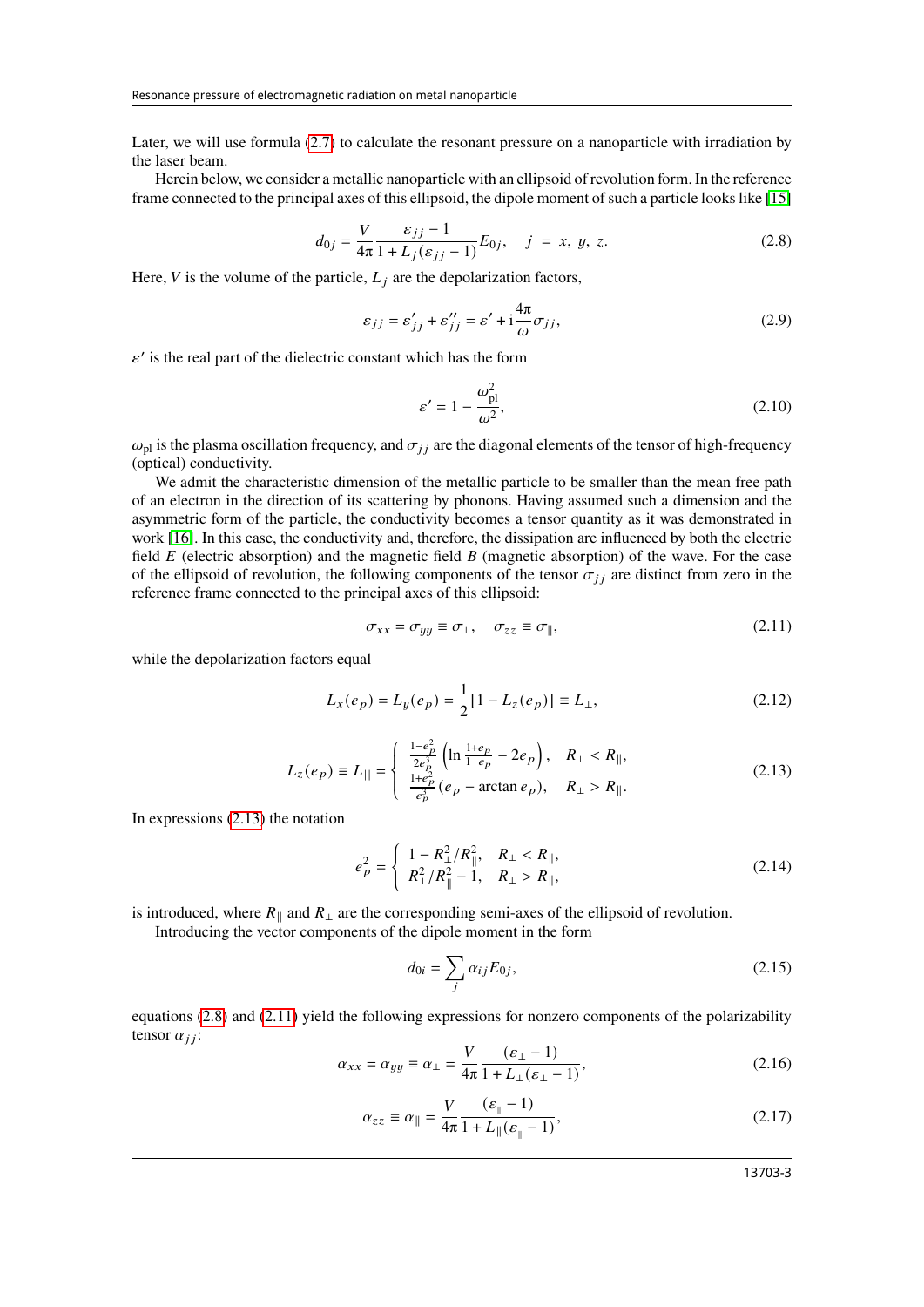Later, we will use formula (2.7) to calculate the resonant pressure on a nanoparticle with irradiation by the laser beam.

Herein below, we consider a metallic nanoparticle with an ellipsoid of revolution form. In the reference frame connected to the principal axes of this ellipsoid, the dipole moment of such a particle looks like [15]

$$d_{0j} = \frac{V}{4\pi} \frac{\varepsilon_{jj} - 1}{1 + L_j(\varepsilon_{jj} - 1)} E_{0j}, \quad j = x, y, z. \tag{2.8}$$

Here, $V$ is the volume of the particle, $L_j$ are the depolarization factors,

$$\varepsilon_{jj} = \varepsilon'_{jj} + \varepsilon''_{jj} = \varepsilon' + \mathrm{i}\frac{4\pi}{\omega}\sigma_{jj}, \tag{2.9}$$

$\varepsilon'$ is the real part of the dielectric constant which has the form

$$\varepsilon' = 1 - \frac{\omega_{\text{pl}}^2}{\omega^2}, \tag{2.10}$$

$\omega_{\text{pl}}$ is the plasma oscillation frequency, and $\sigma_{jj}$ are the diagonal elements of the tensor of high-frequency (optical) conductivity.

We admit the characteristic dimension of the metallic particle to be smaller than the mean free path of an electron in the direction of its scattering by phonons. Having assumed such a dimension and the asymmetric form of the particle, the conductivity becomes a tensor quantity as it was demonstrated in work [16]. In this case, the conductivity and, therefore, the dissipation are influenced by both the electric field $E$ (electric absorption) and the magnetic field $B$ (magnetic absorption) of the wave. For the case of the ellipsoid of revolution, the following components of the tensor $\sigma_{jj}$ are distinct from zero in the reference frame connected to the principal axes of this ellipsoid:

$$\sigma_{xx} = \sigma_{yy} \equiv \sigma_{\perp}, \quad \sigma_{zz} \equiv \sigma_{\parallel}, \tag{2.11}$$

while the depolarization factors equal

$$L_x(e_p) = L_y(e_p) = \frac{1}{2}[1 - L_z(e_p)] \equiv L_{\perp}, \tag{2.12}$$

$$L_z(e_p) \equiv L_{||} = \begin{cases} \frac{1-e_p^2}{2e_p^3}\left(\ln\frac{1+e_p}{1-e_p} - 2e_p\right), & R_{\perp} < R_{\parallel}, \\ \frac{1+e_p^2}{e_p^3}(e_p - \arctan e_p), & R_{\perp} > R_{\parallel}. \end{cases} \tag{2.13}$$

In expressions (2.13) the notation

$$e_p^2 = \begin{cases} 1 - R_{\perp}^2/R_{\parallel}^2, & R_{\perp} < R_{\parallel}, \\ R_{\perp}^2/R_{\parallel}^2 - 1, & R_{\perp} > R_{\parallel}, \end{cases} \tag{2.14}$$

is introduced, where $R_{\parallel}$ and $R_{\perp}$ are the corresponding semi-axes of the ellipsoid of revolution.

Introducing the vector components of the dipole moment in the form

$$d_{0i} = \sum_j \alpha_{ij} E_{0j}, \tag{2.15}$$

equations (2.8) and (2.11) yield the following expressions for nonzero components of the polarizability tensor $\alpha_{jj}$:

$$\alpha_{xx} = \alpha_{yy} \equiv \alpha_{\perp} = \frac{V}{4\pi} \frac{(\varepsilon_{\perp} - 1)}{1 + L_{\perp}(\varepsilon_{\perp} - 1)}, \tag{2.16}$$

$$\alpha_{zz} \equiv \alpha_{\parallel} = \frac{V}{4\pi} \frac{(\varepsilon_{\parallel} - 1)}{1 + L_{\parallel}(\varepsilon_{\parallel} - 1)}, \tag{2.17}$$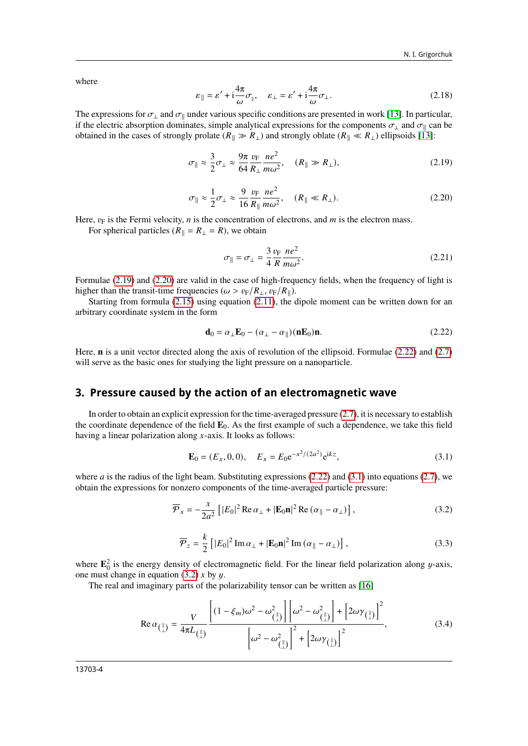where

$$\varepsilon_{\parallel} = \varepsilon' + \mathrm{i}\frac{4\pi}{\omega}\sigma_{\parallel}, \quad \varepsilon_{\perp} = \varepsilon' + \mathrm{i}\frac{4\pi}{\omega}\sigma_{\perp}. \tag{2.18}$$

The expressions for $\sigma_{\perp}$ and $\sigma_{\parallel}$ under various specific conditions are presented in work [13]. In particular, if the electric absorption dominates, simple analytical expressions for the components $\sigma_{\perp}$ and $\sigma_{\parallel}$ can be obtained in the cases of strongly prolate ($R_{\parallel} \gg R_{\perp}$) and strongly oblate ($R_{\parallel} \ll R_{\perp}$) ellipsoids [13]:

$$\sigma_{\parallel} \approx \frac{3}{2}\sigma_{\perp} \approx \frac{9\pi}{64}\frac{v_{\mathrm{F}}}{R_{\perp}}\frac{ne^2}{m\omega^2}, \quad (R_{\parallel} \gg R_{\perp}), \tag{2.19}$$

$$\sigma_{\parallel} \approx \frac{1}{2}\sigma_{\perp} \approx \frac{9}{16}\frac{v_{\mathrm{F}}}{R_{\parallel}}\frac{ne^2}{m\omega^2}, \quad (R_{\parallel} \ll R_{\perp}). \tag{2.20}$$

Here, $v_{\mathrm{F}}$ is the Fermi velocity, $n$ is the concentration of electrons, and $m$ is the electron mass.

For spherical particles ($R_{\parallel} = R_{\perp} = R$), we obtain

$$\sigma_{\parallel} = \sigma_{\perp} = \frac{3}{4}\frac{v_{\mathrm{F}}}{R}\frac{ne^2}{m\omega^2}. \tag{2.21}$$

Formulae (2.19) and (2.20) are valid in the case of high-frequency fields, when the frequency of light is higher than the transit-time frequencies ($\omega > v_{\mathrm{F}}/R_{\perp}, v_{\mathrm{F}}/R_{\parallel}$).

Starting from formula (2.15) using equation (2.11), the dipole moment can be written down for an arbitrary coordinate system in the form

$$\mathbf{d}_0 = \alpha_{\perp}\mathbf{E}_0 - (\alpha_{\perp} - \alpha_{\parallel})(\mathbf{n}\mathbf{E}_0)\mathbf{n}. \tag{2.22}$$

Here, $\mathbf{n}$ is a unit vector directed along the axis of revolution of the ellipsoid. Formulae (2.22) and (2.7) will serve as the basic ones for studying the light pressure on a nanoparticle.

## 3. Pressure caused by the action of an electromagnetic wave

In order to obtain an explicit expression for the time-averaged pressure (2.7), it is necessary to establish the coordinate dependence of the field $\mathbf{E}_0$. As the first example of such a dependence, we take this field having a linear polarization along $x$-axis. It looks as follows:

$$\mathbf{E}_0 = (E_x, 0, 0), \quad E_x = E_0\mathrm{e}^{-x^2/(2a^2)}\mathrm{e}^{\mathrm{i}kz}, \tag{3.1}$$

where $a$ is the radius of the light beam. Substituting expressions (2.22) and (3.1) into equations (2.7), we obtain the expressions for nonzero components of the time-averaged particle pressure:

$$\overline{\mathcal{P}}_x = -\frac{x}{2a^2}\left[|E_0|^2\,\mathrm{Re}\,\alpha_{\perp} + |\mathbf{E}_0\mathbf{n}|^2\,\mathrm{Re}\,(\alpha_{\parallel} - \alpha_{\perp})\right], \tag{3.2}$$

$$\overline{\mathcal{P}}_z = \frac{k}{2}\left[|E_0|^2\,\mathrm{Im}\,\alpha_{\perp} + |\mathbf{E}_0\mathbf{n}|^2\,\mathrm{Im}\,(\alpha_{\parallel} - \alpha_{\perp})\right], \tag{3.3}$$

where $\mathbf{E}_0^2$ is the energy density of electromagnetic field. For the linear field polarization along $y$-axis, one must change in equation (3.2) $x$ by $y$.

The real and imaginary parts of the polarizability tensor can be written as [16]

$$\mathrm{Re}\,\alpha_{\binom{\parallel}{\perp}} = \frac{V}{4\pi L_{\binom{\parallel}{\perp}}}\frac{\left[(1-\xi_m)\omega^2 - \omega^2_{\binom{\parallel}{\perp}}\right]\left[\omega^2 - \omega^2_{\binom{\parallel}{\perp}}\right] + \left[2\omega\gamma_{\binom{\parallel}{\perp}}\right]^2}{\left[\omega^2 - \omega^2_{\binom{\parallel}{\perp}}\right]^2 + \left[2\omega\gamma_{\binom{\parallel}{\perp}}\right]^2}, \tag{3.4}$$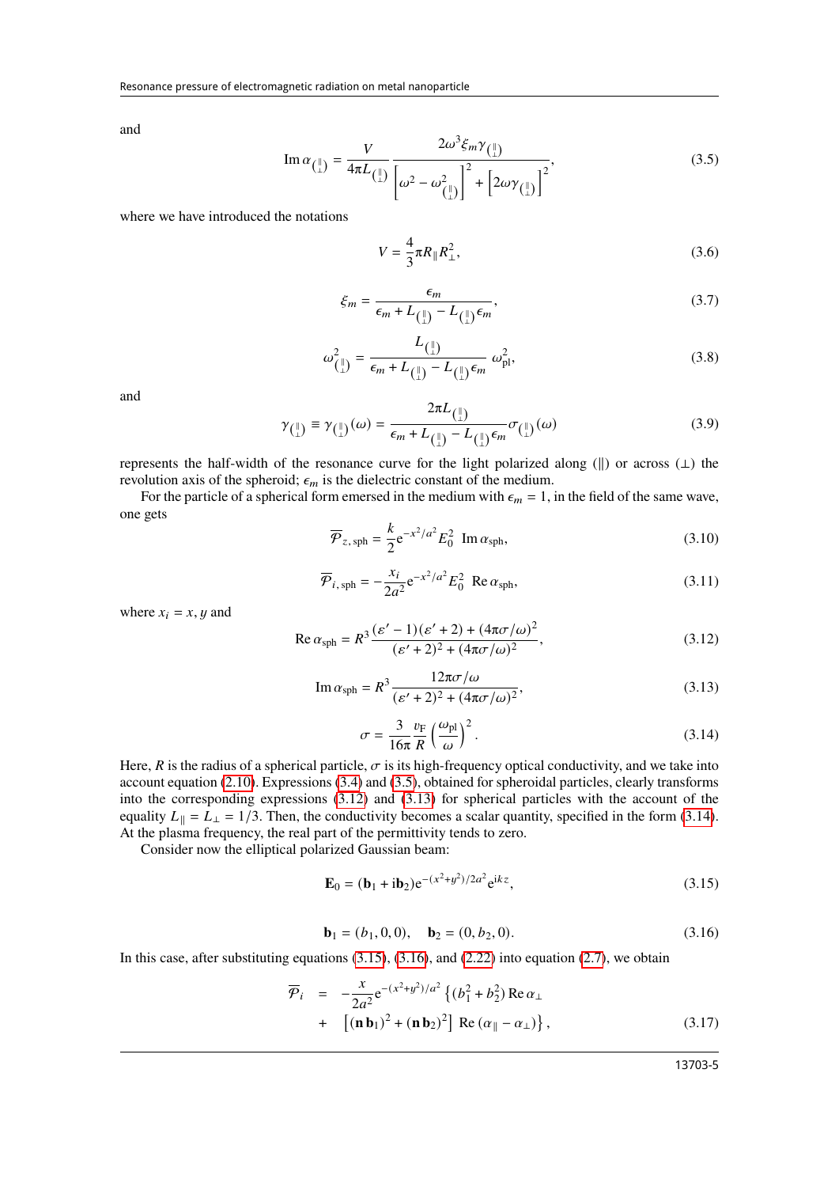and

$$\mathrm{Im}\,\alpha_{\binom{\parallel}{\perp}} = \frac{V}{4\pi L_{\binom{\parallel}{\perp}}} \frac{2\omega^3 \xi_m \gamma_{\binom{\parallel}{\perp}}}{\left[\omega^2 - \omega^2_{\binom{\parallel}{\perp}}\right]^2 + \left[2\omega\gamma_{\binom{\parallel}{\perp}}\right]^2}, \tag{3.5}$$

where we have introduced the notations

$$V = \frac{4}{3}\pi R_\parallel R_\perp^2, \tag{3.6}$$

$$\xi_m = \frac{\epsilon_m}{\epsilon_m + L_{\binom{\parallel}{\perp}} - L_{\binom{\parallel}{\perp}}\epsilon_m}, \tag{3.7}$$

$$\omega^2_{\binom{\parallel}{\perp}} = \frac{L_{\binom{\parallel}{\perp}}}{\epsilon_m + L_{\binom{\parallel}{\perp}} - L_{\binom{\parallel}{\perp}}\epsilon_m}\,\omega_{\mathrm{pl}}^2, \tag{3.8}$$

and

$$\gamma_{\binom{\parallel}{\perp}} \equiv \gamma_{\binom{\parallel}{\perp}}(\omega) = \frac{2\pi L_{\binom{\parallel}{\perp}}}{\epsilon_m + L_{\binom{\parallel}{\perp}} - L_{\binom{\parallel}{\perp}}\epsilon_m}\sigma_{\binom{\parallel}{\perp}}(\omega) \tag{3.9}$$

represents the half-width of the resonance curve for the light polarized along ($\parallel$) or across ($\perp$) the revolution axis of the spheroid; $\epsilon_m$ is the dielectric constant of the medium.

For the particle of a spherical form emersed in the medium with $\epsilon_m = 1$, in the field of the same wave, one gets

$$\overline{\mathcal{P}}_{z,\,\mathrm{sph}} = \frac{k}{2}\mathrm{e}^{-x^2/a^2}E_0^2\;\mathrm{Im}\,\alpha_{\mathrm{sph}}, \tag{3.10}$$

$$\overline{\mathcal{P}}_{i,\,\mathrm{sph}} = -\frac{x_i}{2a^2}\mathrm{e}^{-x^2/a^2}E_0^2\;\mathrm{Re}\,\alpha_{\mathrm{sph}}, \tag{3.11}$$

where $x_i = x, y$ and

$$\mathrm{Re}\,\alpha_{\mathrm{sph}} = R^3\frac{(\varepsilon' - 1)(\varepsilon' + 2) + (4\pi\sigma/\omega)^2}{(\varepsilon' + 2)^2 + (4\pi\sigma/\omega)^2}, \tag{3.12}$$

$$\mathrm{Im}\,\alpha_{\mathrm{sph}} = R^3\frac{12\pi\sigma/\omega}{(\varepsilon' + 2)^2 + (4\pi\sigma/\omega)^2}, \tag{3.13}$$

$$\sigma = \frac{3}{16\pi}\frac{v_{\mathrm{F}}}{R}\left(\frac{\omega_{\mathrm{pl}}}{\omega}\right)^2. \tag{3.14}$$

Here, $R$ is the radius of a spherical particle, $\sigma$ is its high-frequency optical conductivity, and we take into account equation (2.10). Expressions (3.4) and (3.5), obtained for spheroidal particles, clearly transforms into the corresponding expressions (3.12) and (3.13) for spherical particles with the account of the equality $L_\parallel = L_\perp = 1/3$. Then, the conductivity becomes a scalar quantity, specified in the form (3.14). At the plasma frequency, the real part of the permittivity tends to zero.

Consider now the elliptical polarized Gaussian beam:

$$\mathbf{E}_0 = (\mathbf{b}_1 + \mathrm{i}\mathbf{b}_2)\mathrm{e}^{-(x^2+y^2)/2a^2}\mathrm{e}^{\mathrm{i}kz}, \tag{3.15}$$

$$\mathbf{b}_1 = (b_1, 0, 0), \quad \mathbf{b}_2 = (0, b_2, 0). \tag{3.16}$$

In this case, after substituting equations (3.15), (3.16), and (2.22) into equation (2.7), we obtain

$$\begin{aligned}\overline{\mathcal{P}}_i \;&=\; -\frac{x}{2a^2}\mathrm{e}^{-(x^2+y^2)/a^2}\left\{(b_1^2 + b_2^2)\,\mathrm{Re}\,\alpha_\perp\right.\\ &+\; \left.\left[(\mathbf{n}\,\mathbf{b}_1)^2 + (\mathbf{n}\,\mathbf{b}_2)^2\right]\;\mathrm{Re}\,(\alpha_\parallel - \alpha_\perp)\right\},\end{aligned} \tag{3.17}$$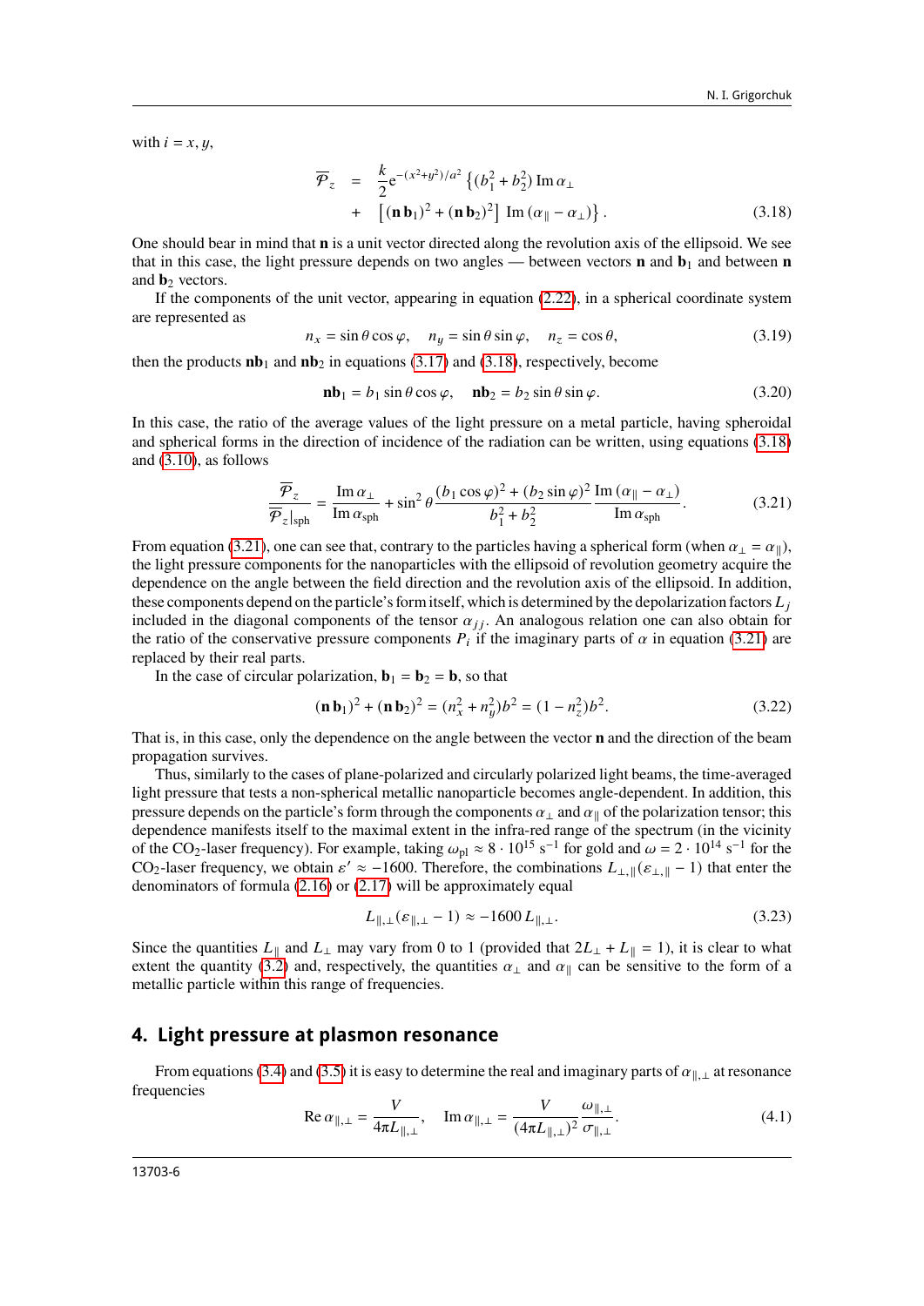with $i = x, y$,

$$\overline{\mathcal{P}}_z = \frac{k}{2}\mathrm{e}^{-(x^2+y^2)/a^2}\left\{(b_1^2 + b_2^2)\,\mathrm{Im}\,\alpha_\perp + \left[(\mathbf{n}\,\mathbf{b}_1)^2 + (\mathbf{n}\,\mathbf{b}_2)^2\right]\,\mathrm{Im}\,(\alpha_\parallel - \alpha_\perp)\right\}. \tag{3.18}$$

One should bear in mind that $\mathbf{n}$ is a unit vector directed along the revolution axis of the ellipsoid. We see that in this case, the light pressure depends on two angles — between vectors $\mathbf{n}$ and $\mathbf{b}_1$ and between $\mathbf{n}$ and $\mathbf{b}_2$ vectors.

If the components of the unit vector, appearing in equation (2.22), in a spherical coordinate system are represented as

$$n_x = \sin\theta\cos\varphi, \quad n_y = \sin\theta\sin\varphi, \quad n_z = \cos\theta, \tag{3.19}$$

then the products $\mathbf{n}\mathbf{b}_1$ and $\mathbf{n}\mathbf{b}_2$ in equations (3.17) and (3.18), respectively, become

$$\mathbf{n}\mathbf{b}_1 = b_1\sin\theta\cos\varphi, \quad \mathbf{n}\mathbf{b}_2 = b_2\sin\theta\sin\varphi. \tag{3.20}$$

In this case, the ratio of the average values of the light pressure on a metal particle, having spheroidal and spherical forms in the direction of incidence of the radiation can be written, using equations (3.18) and (3.10), as follows

$$\frac{\overline{\mathcal{P}}_z}{\overline{\mathcal{P}}_z|_{\mathrm{sph}}} = \frac{\mathrm{Im}\,\alpha_\perp}{\mathrm{Im}\,\alpha_{\mathrm{sph}}} + \sin^2\theta\,\frac{(b_1\cos\varphi)^2 + (b_2\sin\varphi)^2}{b_1^2 + b_2^2}\,\frac{\mathrm{Im}\,(\alpha_\parallel - \alpha_\perp)}{\mathrm{Im}\,\alpha_{\mathrm{sph}}}. \tag{3.21}$$

From equation (3.21), one can see that, contrary to the particles having a spherical form (when $\alpha_\perp = \alpha_\parallel$), the light pressure components for the nanoparticles with the ellipsoid of revolution geometry acquire the dependence on the angle between the field direction and the revolution axis of the ellipsoid. In addition, these components depend on the particle's form itself, which is determined by the depolarization factors $L_j$ included in the diagonal components of the tensor $\alpha_{jj}$. An analogous relation one can also obtain for the ratio of the conservative pressure components $P_i$ if the imaginary parts of $\alpha$ in equation (3.21) are replaced by their real parts.

In the case of circular polarization, $\mathbf{b}_1 = \mathbf{b}_2 = \mathbf{b}$, so that

$$(\mathbf{n}\,\mathbf{b}_1)^2 + (\mathbf{n}\,\mathbf{b}_2)^2 = (n_x^2 + n_y^2)b^2 = (1 - n_z^2)b^2. \tag{3.22}$$

That is, in this case, only the dependence on the angle between the vector $\mathbf{n}$ and the direction of the beam propagation survives.

Thus, similarly to the cases of plane-polarized and circularly polarized light beams, the time-averaged light pressure that tests a non-spherical metallic nanoparticle becomes angle-dependent. In addition, this pressure depends on the particle's form through the components $\alpha_\perp$ and $\alpha_\parallel$ of the polarization tensor; this dependence manifests itself to the maximal extent in the infra-red range of the spectrum (in the vicinity of the $CO_2$-laser frequency). For example, taking $\omega_{\mathrm{pl}} \approx 8 \cdot 10^{15}\ \mathrm{s}^{-1}$ for gold and $\omega = 2 \cdot 10^{14}\ \mathrm{s}^{-1}$ for the $CO_2$-laser frequency, we obtain $\varepsilon' \approx -1600$. Therefore, the combinations $L_{\perp,\parallel}(\varepsilon_{\perp,\parallel} - 1)$ that enter the denominators of formula (2.16) or (2.17) will be approximately equal

$$L_{\parallel,\perp}(\varepsilon_{\parallel,\perp} - 1) \approx -1600\,L_{\parallel,\perp}. \tag{3.23}$$

Since the quantities $L_\parallel$ and $L_\perp$ may vary from 0 to 1 (provided that $2L_\perp + L_\parallel = 1$), it is clear to what extent the quantity (3.2) and, respectively, the quantities $\alpha_\perp$ and $\alpha_\parallel$ can be sensitive to the form of a metallic particle within this range of frequencies.

## 4. Light pressure at plasmon resonance

From equations (3.4) and (3.5) it is easy to determine the real and imaginary parts of $\alpha_{\parallel,\perp}$ at resonance frequencies

$$\mathrm{Re}\,\alpha_{\parallel,\perp} = \frac{V}{4\pi L_{\parallel,\perp}}, \quad \mathrm{Im}\,\alpha_{\parallel,\perp} = \frac{V}{(4\pi L_{\parallel,\perp})^2}\frac{\omega_{\parallel,\perp}}{\sigma_{\parallel,\perp}}. \tag{4.1}$$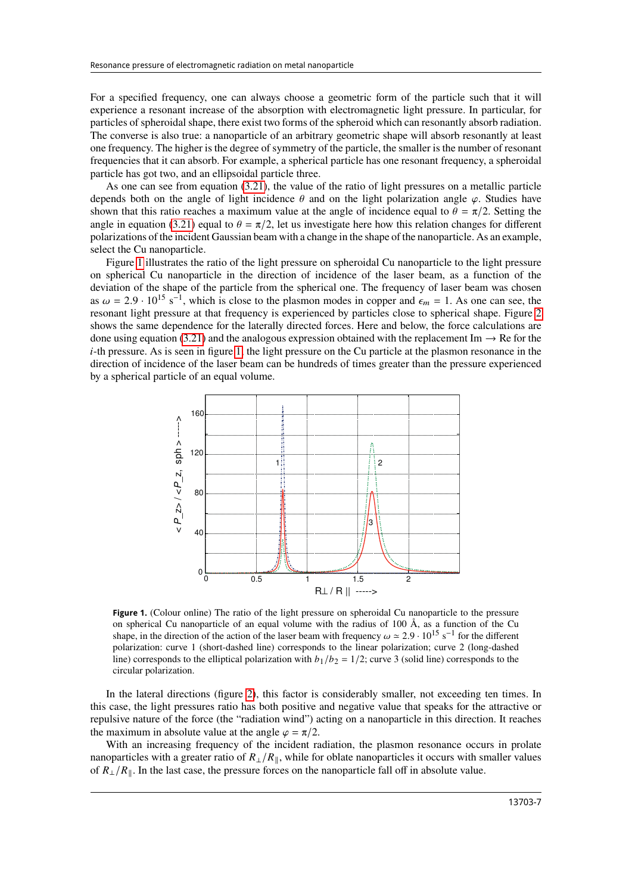For a specified frequency, one can always choose a geometric form of the particle such that it will experience a resonant increase of the absorption with electromagnetic light pressure. In particular, for particles of spheroidal shape, there exist two forms of the spheroid which can resonantly absorb radiation. The converse is also true: a nanoparticle of an arbitrary geometric shape will absorb resonantly at least one frequency. The higher is the degree of symmetry of the particle, the smaller is the number of resonant frequencies that it can absorb. For example, a spherical particle has one resonant frequency, a spheroidal particle has got two, and an ellipsoidal particle three.

As one can see from equation (3.21), the value of the ratio of light pressures on a metallic particle depends both on the angle of light incidence $\theta$ and on the light polarization angle $\varphi$. Studies have shown that this ratio reaches a maximum value at the angle of incidence equal to $\theta = \pi/2$. Setting the angle in equation (3.21) equal to $\theta = \pi/2$, let us investigate here how this relation changes for different polarizations of the incident Gaussian beam with a change in the shape of the nanoparticle. As an example, select the Cu nanoparticle.

Figure 1 illustrates the ratio of the light pressure on spheroidal Cu nanoparticle to the light pressure on spherical Cu nanoparticle in the direction of incidence of the laser beam, as a function of the deviation of the shape of the particle from the spherical one. The frequency of laser beam was chosen as $\omega = 2.9 \cdot 10^{15}$ s$^{-1}$, which is close to the plasmon modes in copper and $\epsilon_m = 1$. As one can see, the resonant light pressure at that frequency is experienced by particles close to spherical shape. Figure 2 shows the same dependence for the laterally directed forces. Here and below, the force calculations are done using equation (3.21) and the analogous expression obtained with the replacement Im $\rightarrow$ Re for the $i$-th pressure. As is seen in figure 1, the light pressure on the Cu particle at the plasmon resonance in the direction of incidence of the laser beam can be hundreds of times greater than the pressure experienced by a spherical particle of an equal volume.

**Figure 1.** (Colour online) The ratio of the light pressure on spheroidal Cu nanoparticle to the pressure on spherical Cu nanoparticle of an equal volume with the radius of 100 Å, as a function of the Cu shape, in the direction of the action of the laser beam with frequency $\omega \simeq 2.9 \cdot 10^{15}$ s$^{-1}$ for the different polarization: curve 1 (short-dashed line) corresponds to the linear polarization; curve 2 (long-dashed line) corresponds to the elliptical polarization with $b_1/b_2 = 1/2$; curve 3 (solid line) corresponds to the circular polarization.

In the lateral directions (figure 2), this factor is considerably smaller, not exceeding ten times. In this case, the light pressures ratio has both positive and negative value that speaks for the attractive or repulsive nature of the force (the "radiation wind") acting on a nanoparticle in this direction. It reaches the maximum in absolute value at the angle $\varphi = \pi/2$.

With an increasing frequency of the incident radiation, the plasmon resonance occurs in prolate nanoparticles with a greater ratio of $R_{\perp}/R_{\parallel}$, while for oblate nanoparticles it occurs with smaller values of $R_{\perp}/R_{\parallel}$. In the last case, the pressure forces on the nanoparticle fall off in absolute value.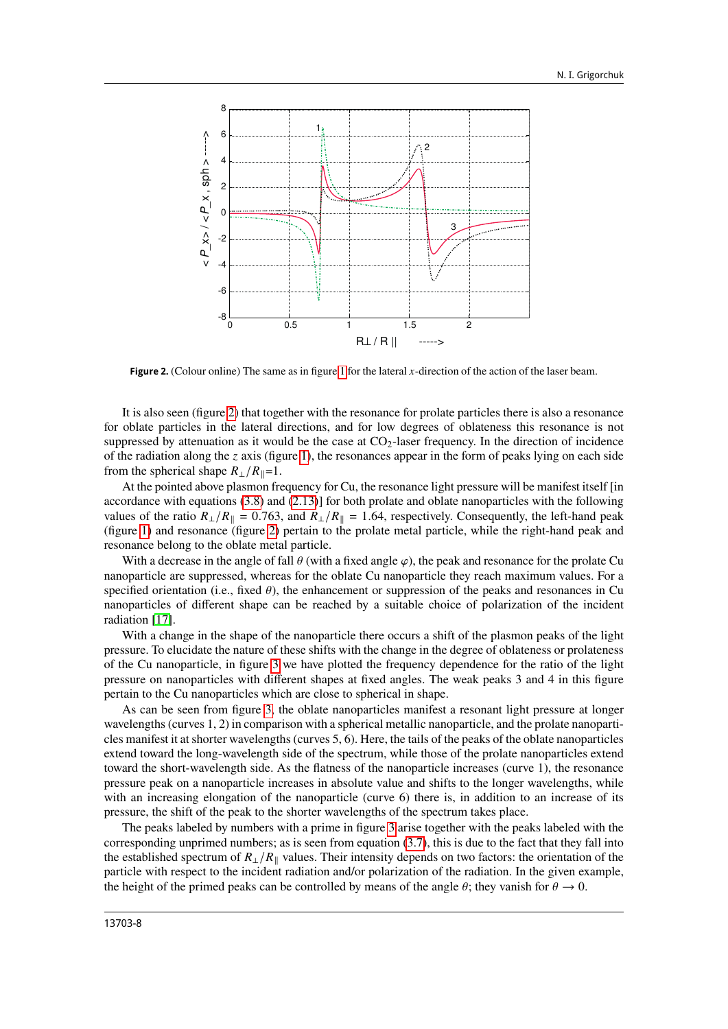**Figure 2.** (Colour online) The same as in figure 1 for the lateral $x$-direction of the action of the laser beam.

It is also seen (figure 2) that together with the resonance for prolate particles there is also a resonance for oblate particles in the lateral directions, and for low degrees of oblateness this resonance is not suppressed by attenuation as it would be the case at $CO_2$-laser frequency. In the direction of incidence of the radiation along the $z$ axis (figure 1), the resonances appear in the form of peaks lying on each side from the spherical shape $R_{\perp}/R_{\|}$=1.

At the pointed above plasmon frequency for Cu, the resonance light pressure will be manifest itself [in accordance with equations (3.8) and (2.13)] for both prolate and oblate nanoparticles with the following values of the ratio $R_{\perp}/R_{\|}$ = 0.763, and $R_{\perp}/R_{\|}$ = 1.64, respectively. Consequently, the left-hand peak (figure 1) and resonance (figure 2) pertain to the prolate metal particle, while the right-hand peak and resonance belong to the oblate metal particle.

With a decrease in the angle of fall $\theta$ (with a fixed angle $\varphi$), the peak and resonance for the prolate Cu nanoparticle are suppressed, whereas for the oblate Cu nanoparticle they reach maximum values. For a specified orientation (i.e., fixed $\theta$), the enhancement or suppression of the peaks and resonances in Cu nanoparticles of different shape can be reached by a suitable choice of polarization of the incident radiation [17].

With a change in the shape of the nanoparticle there occurs a shift of the plasmon peaks of the light pressure. To elucidate the nature of these shifts with the change in the degree of oblateness or prolateness of the Cu nanoparticle, in figure 3 we have plotted the frequency dependence for the ratio of the light pressure on nanoparticles with different shapes at fixed angles. The weak peaks 3 and 4 in this figure pertain to the Cu nanoparticles which are close to spherical in shape.

As can be seen from figure 3, the oblate nanoparticles manifest a resonant light pressure at longer wavelengths (curves 1, 2) in comparison with a spherical metallic nanoparticle, and the prolate nanoparticles manifest it at shorter wavelengths (curves 5, 6). Here, the tails of the peaks of the oblate nanoparticles extend toward the long-wavelength side of the spectrum, while those of the prolate nanoparticles extend toward the short-wavelength side. As the flatness of the nanoparticle increases (curve 1), the resonance pressure peak on a nanoparticle increases in absolute value and shifts to the longer wavelengths, while with an increasing elongation of the nanoparticle (curve 6) there is, in addition to an increase of its pressure, the shift of the peak to the shorter wavelengths of the spectrum takes place.

The peaks labeled by numbers with a prime in figure 3 arise together with the peaks labeled with the corresponding unprimed numbers; as is seen from equation (3.7), this is due to the fact that they fall into the established spectrum of $R_{\perp}/R_{\|}$ values. Their intensity depends on two factors: the orientation of the particle with respect to the incident radiation and/or polarization of the radiation. In the given example, the height of the primed peaks can be controlled by means of the angle $\theta$; they vanish for $\theta \to 0$.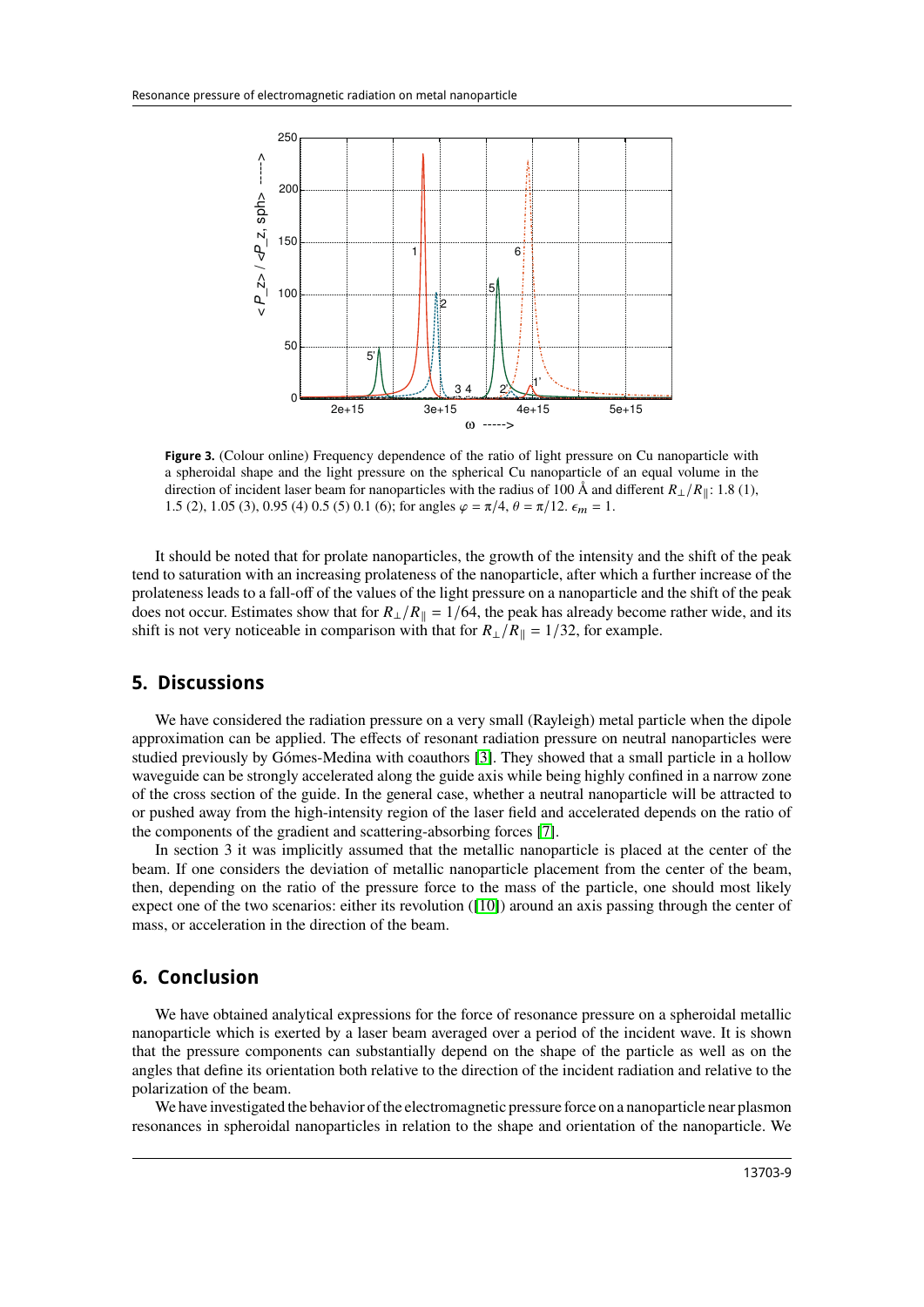**Figure 3.** (Colour online) Frequency dependence of the ratio of light pressure on Cu nanoparticle with a spheroidal shape and the light pressure on the spherical Cu nanoparticle of an equal volume in the direction of incident laser beam for nanoparticles with the radius of 100 Å and different $R_{\perp}/R_{\parallel}$: 1.8 (1), 1.5 (2), 1.05 (3), 0.95 (4) 0.5 (5) 0.1 (6); for angles $\varphi = \pi/4$, $\theta = \pi/12$. $\epsilon_m = 1$.

It should be noted that for prolate nanoparticles, the growth of the intensity and the shift of the peak tend to saturation with an increasing prolateness of the nanoparticle, after which a further increase of the prolateness leads to a fall-off of the values of the light pressure on a nanoparticle and the shift of the peak does not occur. Estimates show that for $R_{\perp}/R_{\parallel} = 1/64$, the peak has already become rather wide, and its shift is not very noticeable in comparison with that for $R_{\perp}/R_{\parallel} = 1/32$, for example.

## 5. Discussions

We have considered the radiation pressure on a very small (Rayleigh) metal particle when the dipole approximation can be applied. The effects of resonant radiation pressure on neutral nanoparticles were studied previously by Gómes-Medina with coauthors [3]. They showed that a small particle in a hollow waveguide can be strongly accelerated along the guide axis while being highly confined in a narrow zone of the cross section of the guide. In the general case, whether a neutral nanoparticle will be attracted to or pushed away from the high-intensity region of the laser field and accelerated depends on the ratio of the components of the gradient and scattering-absorbing forces [7].

In section 3 it was implicitly assumed that the metallic nanoparticle is placed at the center of the beam. If one considers the deviation of metallic nanoparticle placement from the center of the beam, then, depending on the ratio of the pressure force to the mass of the particle, one should most likely expect one of the two scenarios: either its revolution ([10]) around an axis passing through the center of mass, or acceleration in the direction of the beam.

## 6. Conclusion

We have obtained analytical expressions for the force of resonance pressure on a spheroidal metallic nanoparticle which is exerted by a laser beam averaged over a period of the incident wave. It is shown that the pressure components can substantially depend on the shape of the particle as well as on the angles that define its orientation both relative to the direction of the incident radiation and relative to the polarization of the beam.

We have investigated the behavior of the electromagnetic pressure force on a nanoparticle near plasmon resonances in spheroidal nanoparticles in relation to the shape and orientation of the nanoparticle. We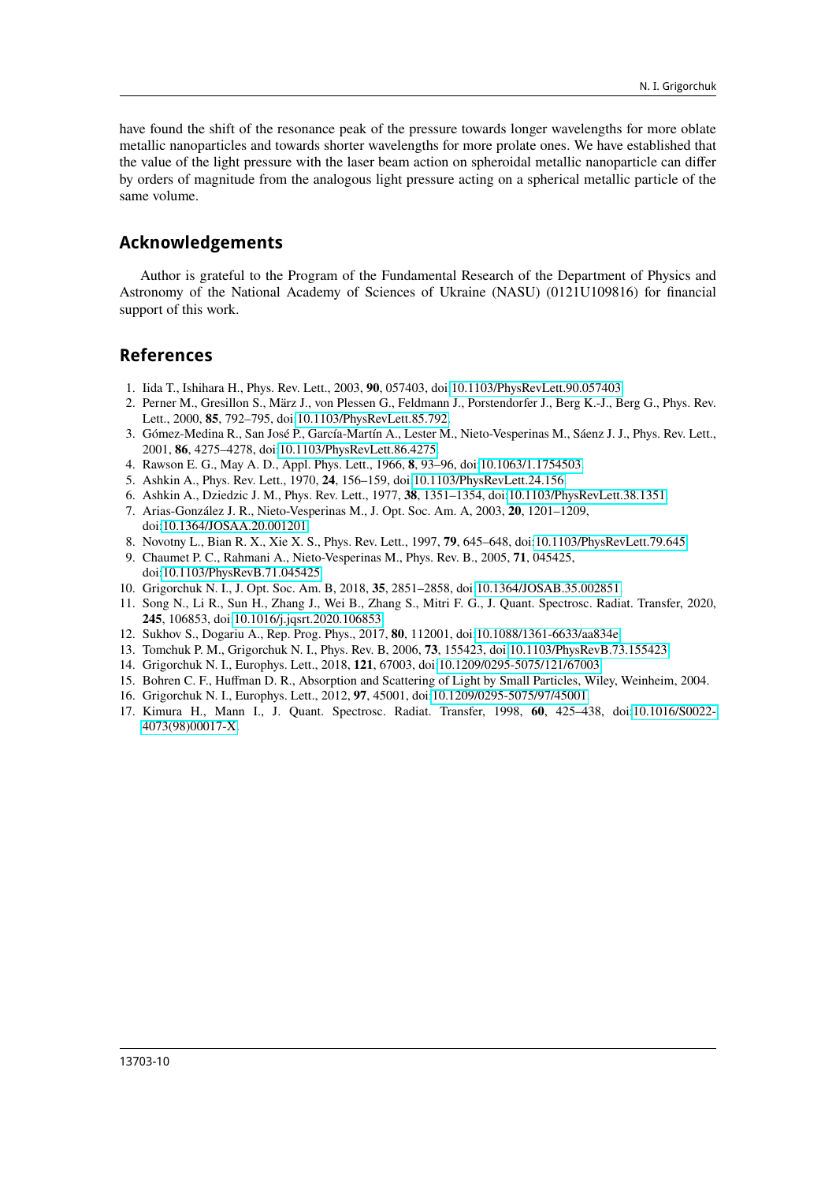have found the shift of the resonance peak of the pressure towards longer wavelengths for more oblate metallic nanoparticles and towards shorter wavelengths for more prolate ones. We have established that the value of the light pressure with the laser beam action on spheroidal metallic nanoparticle can differ by orders of magnitude from the analogous light pressure acting on a spherical metallic particle of the same volume.

## Acknowledgements

Author is grateful to the Program of the Fundamental Research of the Department of Physics and Astronomy of the National Academy of Sciences of Ukraine (NASU) (0121U109816) for financial support of this work.

## References

1. Iida T., Ishihara H., Phys. Rev. Lett., 2003, **90**, 057403, doi:10.1103/PhysRevLett.90.057403.
2. Perner M., Gresillon S., März J., von Plessen G., Feldmann J., Porstendorfer J., Berg K.-J., Berg G., Phys. Rev. Lett., 2000, **85**, 792–795, doi:10.1103/PhysRevLett.85.792.
3. Gómez-Medina R., San José P., García-Martín A., Lester M., Nieto-Vesperinas M., Sáenz J. J., Phys. Rev. Lett., 2001, **86**, 4275–4278, doi:10.1103/PhysRevLett.86.4275.
4. Rawson E. G., May A. D., Appl. Phys. Lett., 1966, **8**, 93–96, doi:10.1063/1.1754503.
5. Ashkin A., Phys. Rev. Lett., 1970, **24**, 156–159, doi:10.1103/PhysRevLett.24.156.
6. Ashkin A., Dziedzic J. M., Phys. Rev. Lett., 1977, **38**, 1351–1354, doi:10.1103/PhysRevLett.38.1351.
7. Arias-González J. R., Nieto-Vesperinas M., J. Opt. Soc. Am. A, 2003, **20**, 1201–1209, doi:10.1364/JOSAA.20.001201.
8. Novotny L., Bian R. X., Xie X. S., Phys. Rev. Lett., 1997, **79**, 645–648, doi:10.1103/PhysRevLett.79.645.
9. Chaumet P. C., Rahmani A., Nieto-Vesperinas M., Phys. Rev. B., 2005, **71**, 045425, doi:10.1103/PhysRevB.71.045425.
10. Grigorchuk N. I., J. Opt. Soc. Am. B, 2018, **35**, 2851–2858, doi:10.1364/JOSAB.35.002851.
11. Song N., Li R., Sun H., Zhang J., Wei B., Zhang S., Mitri F. G., J. Quant. Spectrosc. Radiat. Transfer, 2020, **245**, 106853, doi:10.1016/j.jqsrt.2020.106853.
12. Sukhov S., Dogariu A., Rep. Prog. Phys., 2017, **80**, 112001, doi:10.1088/1361-6633/aa834e.
13. Tomchuk P. M., Grigorchuk N. I., Phys. Rev. B, 2006, **73**, 155423, doi:10.1103/PhysRevB.73.155423.
14. Grigorchuk N. I., Europhys. Lett., 2018, **121**, 67003, doi:10.1209/0295-5075/121/67003.
15. Bohren C. F., Huffman D. R., Absorption and Scattering of Light by Small Particles, Wiley, Weinheim, 2004.
16. Grigorchuk N. I., Europhys. Lett., 2012, **97**, 45001, doi:10.1209/0295-5075/97/45001.
17. Kimura H., Mann I., J. Quant. Spectrosc. Radiat. Transfer, 1998, **60**, 425–438, doi:10.1016/S0022-4073(98)00017-X.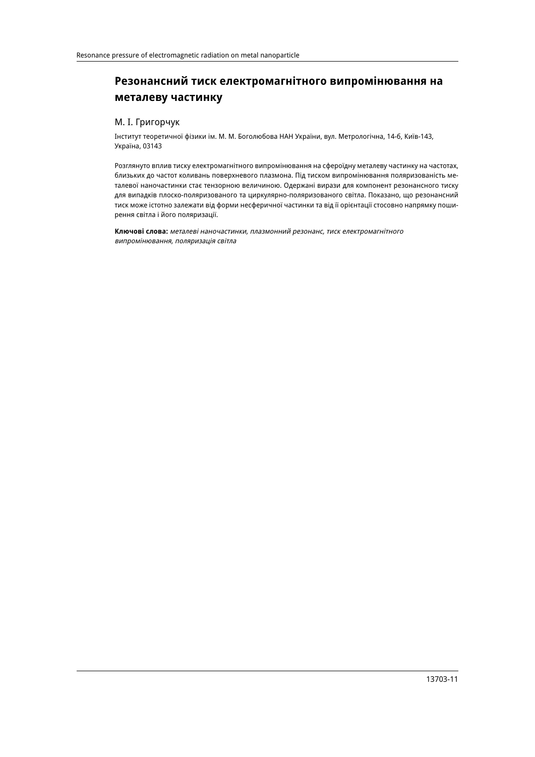# Резонансний тиск електромагнітного випромінювання на металеву частинку

М. І. Григорчук

Інститут теоретичної фізики ім. М. М. Боголюбова НАН України, вул. Метрологічна, 14-б, Київ-143, Україна, 03143

Розглянуто вплив тиску електромагнітного випромінювання на сфероїдну металеву частинку на частотах, близьких до частот коливань поверхневого плазмона. Під тиском випромінювання поляризованість металевої наночастинки стає тензорною величиною. Одержані вирази для компонент резонансного тиску для випадків плоско-поляризованого та циркулярно-поляризованого світла. Показано, що резонансний тиск може істотно залежати від форми несферичної частинки та від її орієнтації стосовно напрямку поширення світла і його поляризації.

**Ключові слова:** *металеві наночастинки, плазмонний резонанс, тиск електромагнітного випромінювання, поляризація світла*